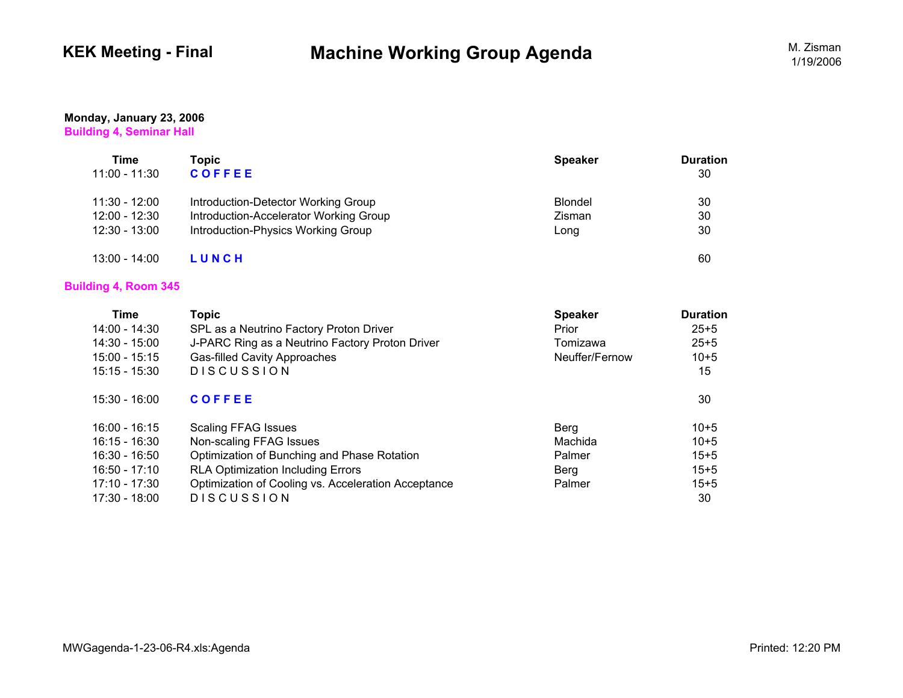**KEK Meeting - Final**

# Machine Working Group Agenda

M. Zisman
1/19/2006

**Monday, January 23, 2006**
**Building 4, Seminar Hall**

| Time | Topic | Speaker | Duration |
|---|---|---|---|
| 11:00 - 11:30 | **C O F F E E** | | 30 |
| 11:30 - 12:00 | Introduction-Detector Working Group | Blondel | 30 |
| 12:00 - 12:30 | Introduction-Accelerator Working Group | Zisman | 30 |
| 12:30 - 13:00 | Introduction-Physics Working Group | Long | 30 |
| 13:00 - 14:00 | **L U N C H** | | 60 |

**Building 4, Room 345**

| Time | Topic | Speaker | Duration |
|---|---|---|---|
| 14:00 - 14:30 | SPL as a Neutrino Factory Proton Driver | Prior | 25+5 |
| 14:30 - 15:00 | J-PARC Ring as a Neutrino Factory Proton Driver | Tomizawa | 25+5 |
| 15:00 - 15:15 | Gas-filled Cavity Approaches | Neuffer/Fernow | 10+5 |
| 15:15 - 15:30 | D I S C U S S I O N | | 15 |
| 15:30 - 16:00 | **C O F F E E** | | 30 |
| 16:00 - 16:15 | Scaling FFAG Issues | Berg | 10+5 |
| 16:15 - 16:30 | Non-scaling FFAG Issues | Machida | 10+5 |
| 16:30 - 16:50 | Optimization of Bunching and Phase Rotation | Palmer | 15+5 |
| 16:50 - 17:10 | RLA Optimization Including Errors | Berg | 15+5 |
| 17:10 - 17:30 | Optimization of Cooling vs. Acceleration Acceptance | Palmer | 15+5 |
| 17:30 - 18:00 | D I S C U S S I O N | | 30 |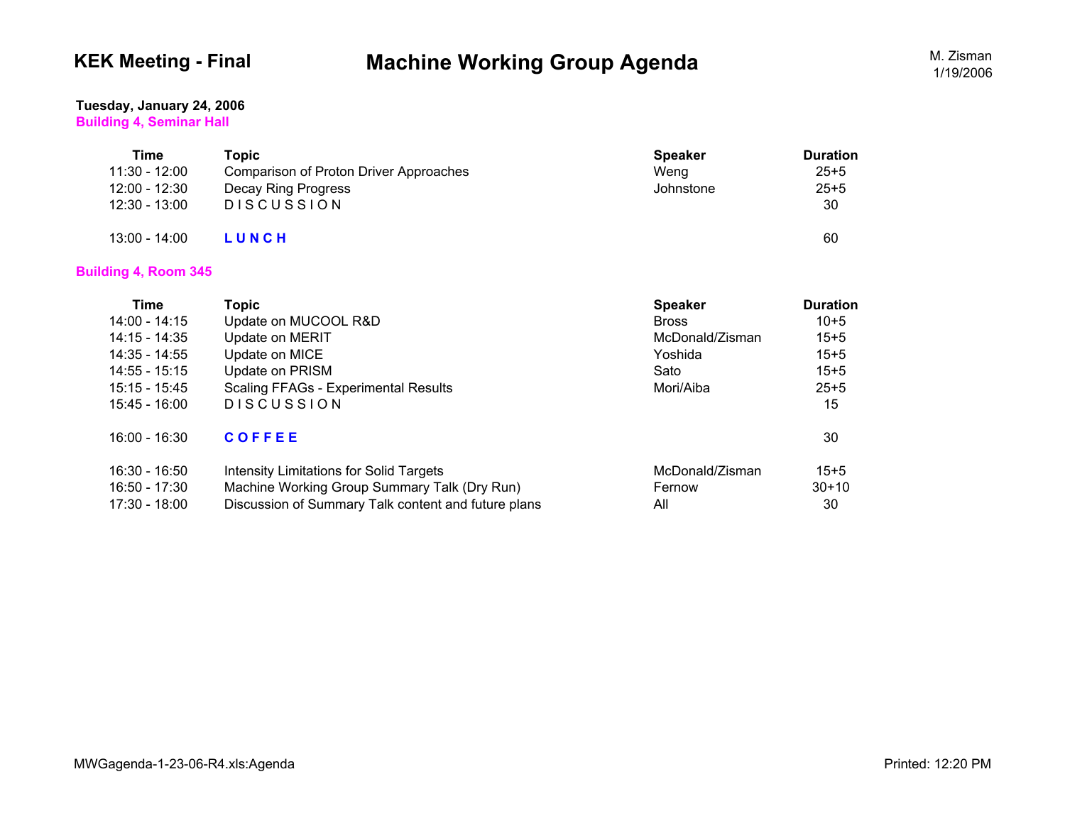**KEK Meeting - Final**

# Machine Working Group Agenda

M. Zisman
1/19/2006

**Tuesday, January 24, 2006**
**Building 4, Seminar Hall**

| Time | Topic | Speaker | Duration |
|---|---|---|---|
| 11:30 - 12:00 | Comparison of Proton Driver Approaches | Weng | 25+5 |
| 12:00 - 12:30 | Decay Ring Progress | Johnstone | 25+5 |
| 12:30 - 13:00 | D I S C U S S I O N | | 30 |
| 13:00 - 14:00 | **L U N C H** | | 60 |

**Building 4, Room 345**

| Time | Topic | Speaker | Duration |
|---|---|---|---|
| 14:00 - 14:15 | Update on MUCOOL R&D | Bross | 10+5 |
| 14:15 - 14:35 | Update on MERIT | McDonald/Zisman | 15+5 |
| 14:35 - 14:55 | Update on MICE | Yoshida | 15+5 |
| 14:55 - 15:15 | Update on PRISM | Sato | 15+5 |
| 15:15 - 15:45 | Scaling FFAGs - Experimental Results | Mori/Aiba | 25+5 |
| 15:45 - 16:00 | D I S C U S S I O N | | 15 |
| 16:00 - 16:30 | **C O F F E E** | | 30 |
| 16:30 - 16:50 | Intensity Limitations for Solid Targets | McDonald/Zisman | 15+5 |
| 16:50 - 17:30 | Machine Working Group Summary Talk (Dry Run) | Fernow | 30+10 |
| 17:30 - 18:00 | Discussion of Summary Talk content and future plans | All | 30 |

MWGagenda-1-23-06-R4.xls:Agenda

Printed: 12:20 PM